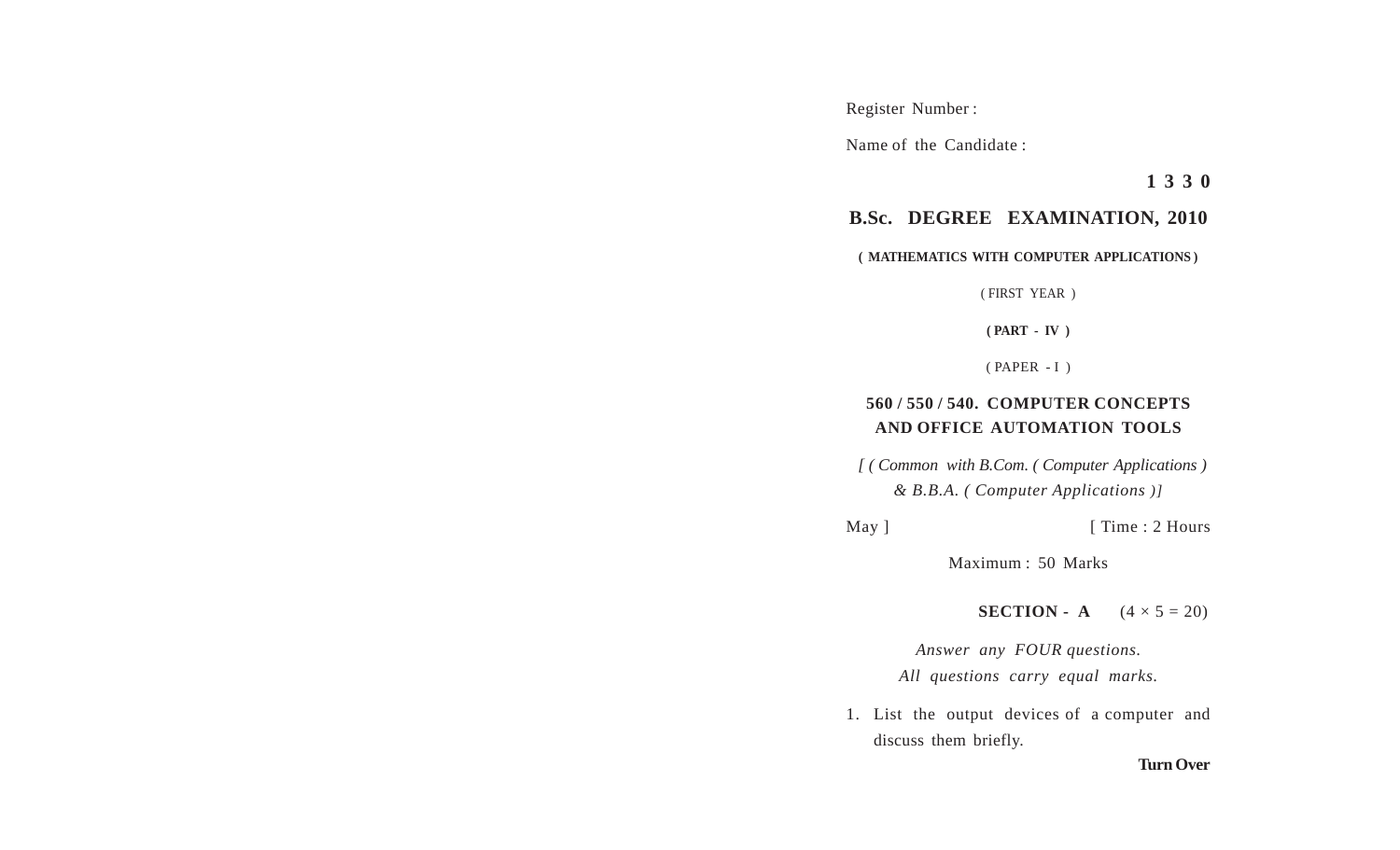Register Number :

Name of the Candidate :

**1 3 3 0**

# B.Sc. DEGREE EXAMINATION, 2010

**( MATHEMATICS WITH COMPUTER APPLICATIONS )**

( FIRST YEAR )

**( PART - IV )**

( PAPER - I )

## 560 / 550 / 540. COMPUTER CONCEPTS AND OFFICE AUTOMATION TOOLS

*[ ( Common with B.Com. ( Computer Applications ) & B.B.A. ( Computer Applications )]*

May ] [ Time : 2 Hours

Maximum : 50 Marks

**SECTION - A** $(4 \times 5 = 20)$

*Answer any FOUR questions.*
*All questions carry equal marks.*

1. List the output devices of a computer and discuss them briefly.

**Turn Over**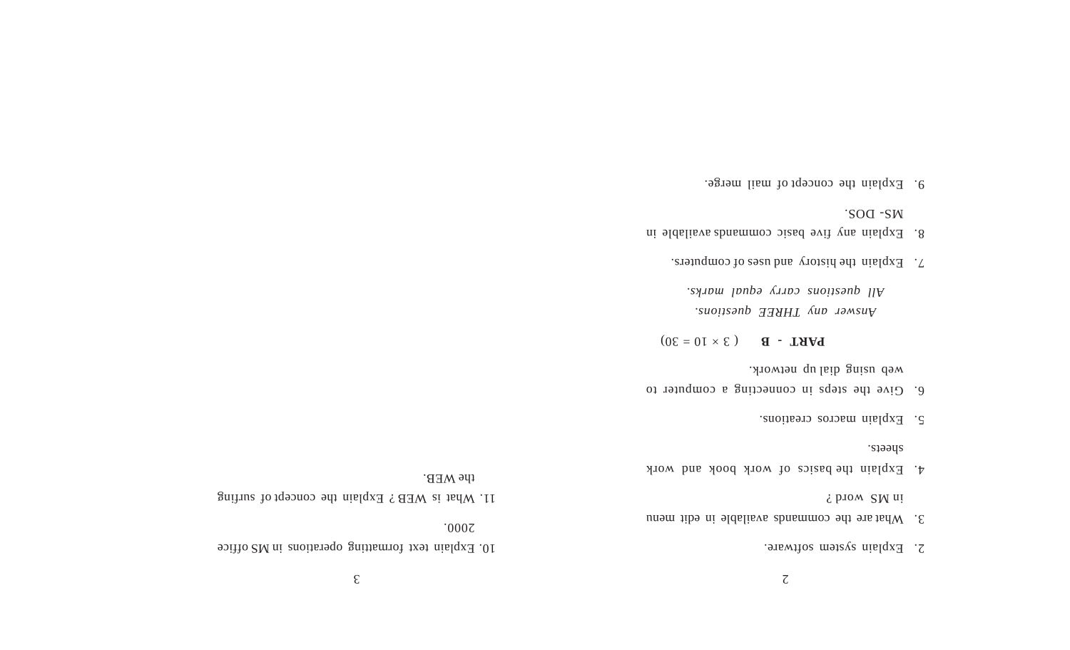2. Explain system software.

3. What are the commands available in edit menu in MS word ?

4. Explain the basics of work book and work sheets.

5. Explain macros creations.

6. Give the steps in connecting a computer to web using dial up network.

**PART - B** ( 3 × 10 = 30)

*Answer any THREE questions.*

*All questions carry equal marks.*

7. Explain the history and uses of computers.

8. Explain any five basic commands available in MS- DOS.

9. Explain the concept of mail merge.

10. Explain text formatting operations in MS office 2000.

11. What is WEB ? Explain the concept of surfing the WEB.